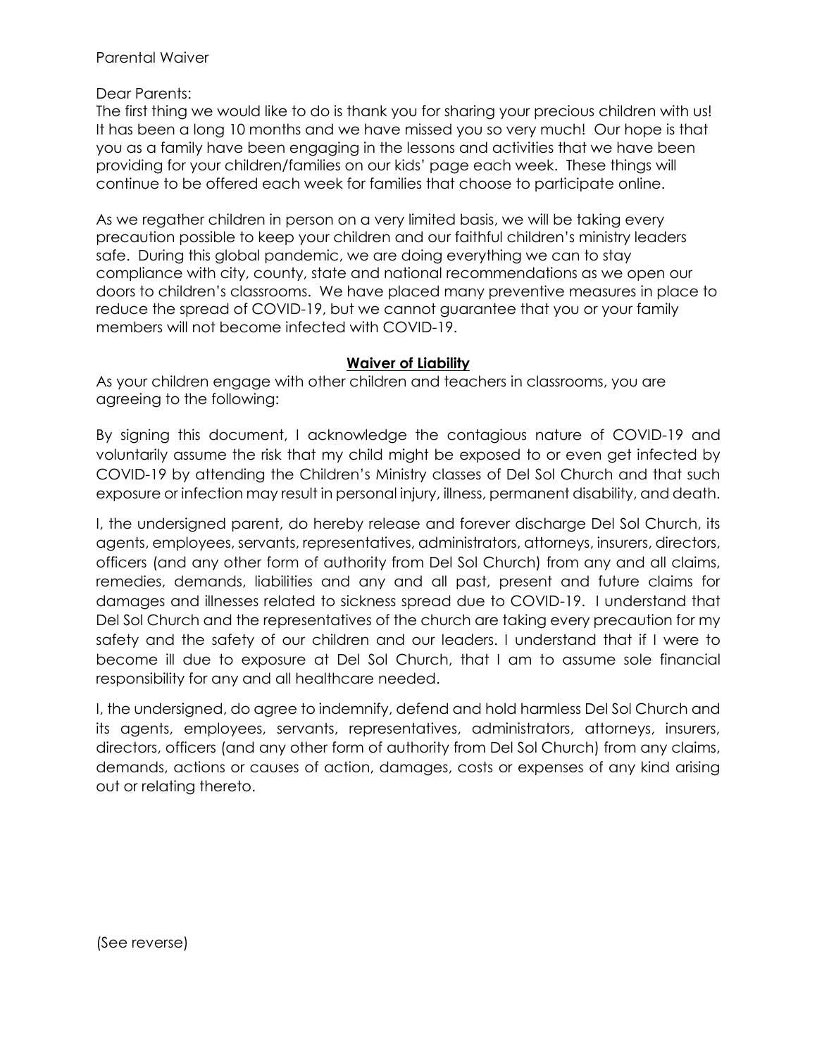Parental Waiver

Dear Parents:

The first thing we would like to do is thank you for sharing your precious children with us! It has been a long 10 months and we have missed you so very much! Our hope is that you as a family have been engaging in the lessons and activities that we have been providing for your children/families on our kids' page each week. These things will continue to be offered each week for families that choose to participate online.

As we regather children in person on a very limited basis, we will be taking every precaution possible to keep your children and our faithful children's ministry leaders safe. During this global pandemic, we are doing everything we can to stay compliance with city, county, state and national recommendations as we open our doors to children's classrooms. We have placed many preventive measures in place to reduce the spread of COVID-19, but we cannot guarantee that you or your family members will not become infected with COVID-19.

## **Waiver of Liability**

As your children engage with other children and teachers in classrooms, you are agreeing to the following:

By signing this document, I acknowledge the contagious nature of COVID-19 and voluntarily assume the risk that my child might be exposed to or even get infected by COVID-19 by attending the Children's Ministry classes of Del Sol Church and that such exposure or infection may result in personal injury, illness, permanent disability, and death.

I, the undersigned parent, do hereby release and forever discharge Del Sol Church, its agents, employees, servants, representatives, administrators, attorneys, insurers, directors, officers (and any other form of authority from Del Sol Church) from any and all claims, remedies, demands, liabilities and any and all past, present and future claims for damages and illnesses related to sickness spread due to COVID-19. I understand that Del Sol Church and the representatives of the church are taking every precaution for my safety and the safety of our children and our leaders. I understand that if I were to become ill due to exposure at Del Sol Church, that I am to assume sole financial responsibility for any and all healthcare needed.

I, the undersigned, do agree to indemnify, defend and hold harmless Del Sol Church and its agents, employees, servants, representatives, administrators, attorneys, insurers, directors, officers (and any other form of authority from Del Sol Church) from any claims, demands, actions or causes of action, damages, costs or expenses of any kind arising out or relating thereto.

(See reverse)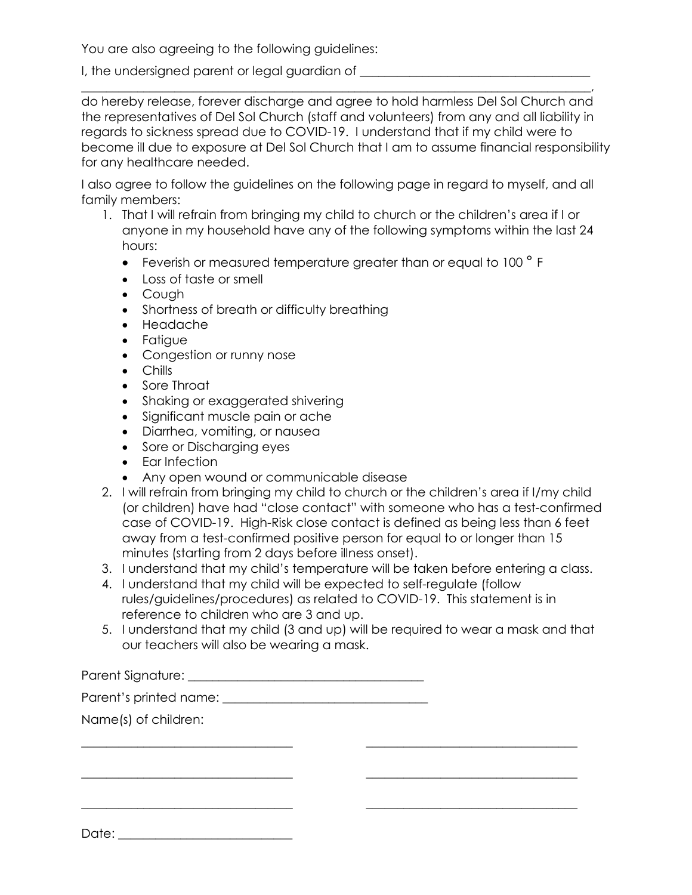You are also agreeing to the following guidelines:

I, the undersigned parent or legal guardian of ______________________________________
______________________________________________________________________________,
do hereby release, forever discharge and agree to hold harmless Del Sol Church and the representatives of Del Sol Church (staff and volunteers) from any and all liability in regards to sickness spread due to COVID-19. I understand that if my child were to become ill due to exposure at Del Sol Church that I am to assume financial responsibility for any healthcare needed.

I also agree to follow the guidelines on the following page in regard to myself, and all family members:

1. That I will refrain from bringing my child to church or the children's area if I or anyone in my household have any of the following symptoms within the last 24 hours:
   - Feverish or measured temperature greater than or equal to 100 ° F
   - Loss of taste or smell
   - Cough
   - Shortness of breath or difficulty breathing
   - Headache
   - Fatigue
   - Congestion or runny nose
   - Chills
   - Sore Throat
   - Shaking or exaggerated shivering
   - Significant muscle pain or ache
   - Diarrhea, vomiting, or nausea
   - Sore or Discharging eyes
   - Ear Infection
   - Any open wound or communicable disease
2. I will refrain from bringing my child to church or the children's area if I/my child (or children) have had "close contact" with someone who has a test-confirmed case of COVID-19. High-Risk close contact is defined as being less than 6 feet away from a test-confirmed positive person for equal to or longer than 15 minutes (starting from 2 days before illness onset).
3. I understand that my child's temperature will be taken before entering a class.
4. I understand that my child will be expected to self-regulate (follow rules/guidelines/procedures) as related to COVID-19. This statement is in reference to children who are 3 and up.
5. I understand that my child (3 and up) will be required to wear a mask and that our teachers will also be wearing a mask.

Parent Signature: ______________________________________

Parent's printed name: _________________________________

Name(s) of children:

_________________________________ _________________________________

_________________________________ _________________________________

_________________________________ _________________________________

Date: ____________________________